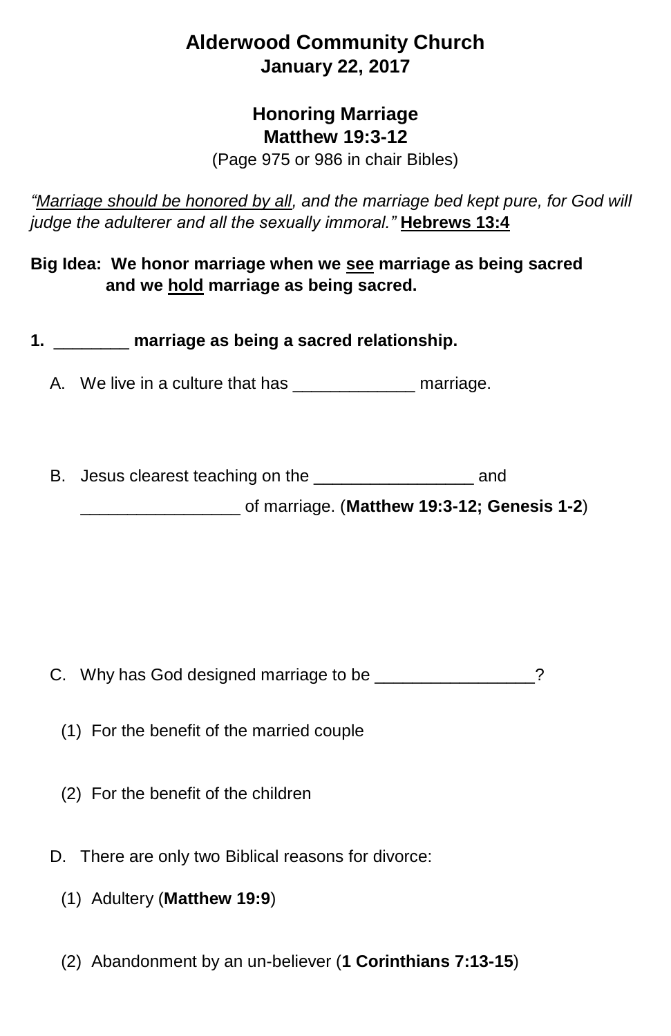# Alderwood Community Church
## January 22, 2017

## Honoring Marriage
## Matthew 19:3-12
(Page 975 or 986 in chair Bibles)

*"<u>Marriage should be honored by all</u>, and the marriage bed kept pure, for God will judge the adulterer and all the sexually immoral."* **<u>Hebrews 13:4</u>**

**Big Idea: We honor marriage when we <u>see</u> marriage as being sacred and we <u>hold</u> marriage as being sacred.**

**1. ________ marriage as being a sacred relationship.**

A. We live in a culture that has _____________ marriage.

B. Jesus clearest teaching on the _________________ and _________________ of marriage. (**Matthew 19:3-12; Genesis 1-2**)

C. Why has God designed marriage to be _________________?

(1) For the benefit of the married couple

(2) For the benefit of the children

D. There are only two Biblical reasons for divorce:

(1) Adultery (**Matthew 19:9**)

(2) Abandonment by an un-believer (**1 Corinthians 7:13-15**)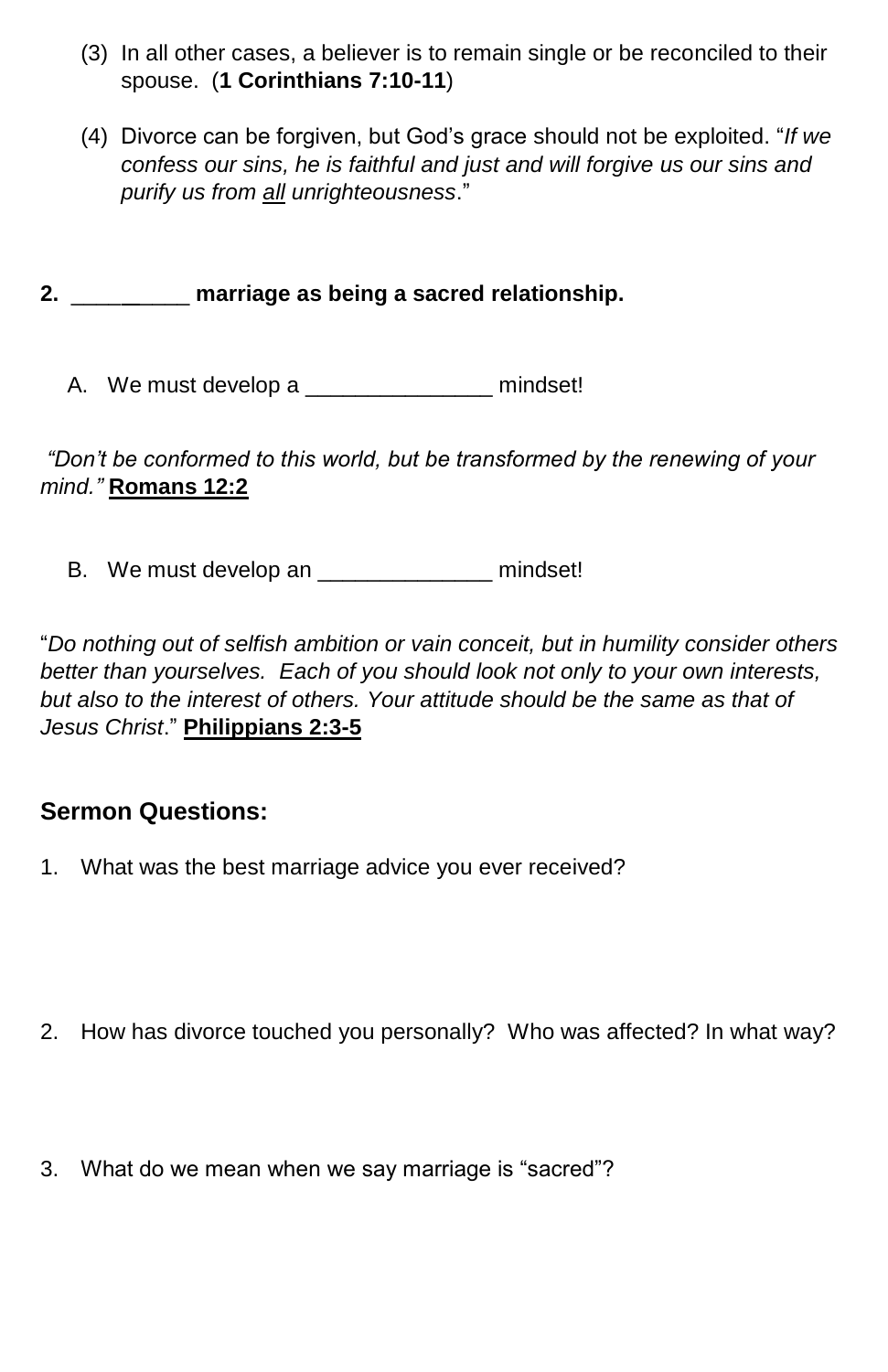(3) In all other cases, a believer is to remain single or be reconciled to their spouse. (**1 Corinthians 7:10-11**)

(4) Divorce can be forgiven, but God's grace should not be exploited. "*If we confess our sins, he is faithful and just and will forgive us our sins and purify us from* ***all*** *unrighteousness*."

**2. __________ marriage as being a sacred relationship.**

A. We must develop a _______________ mindset!

*"Don't be conformed to this world, but be transformed by the renewing of your mind."* **Romans 12:2**

B. We must develop an ______________ mindset!

"*Do nothing out of selfish ambition or vain conceit, but in humility consider others better than yourselves. Each of you should look not only to your own interests, but also to the interest of others. Your attitude should be the same as that of Jesus Christ*." **Philippians 2:3-5**

## Sermon Questions:

1. What was the best marriage advice you ever received?

2. How has divorce touched you personally? Who was affected? In what way?

3. What do we mean when we say marriage is "sacred"?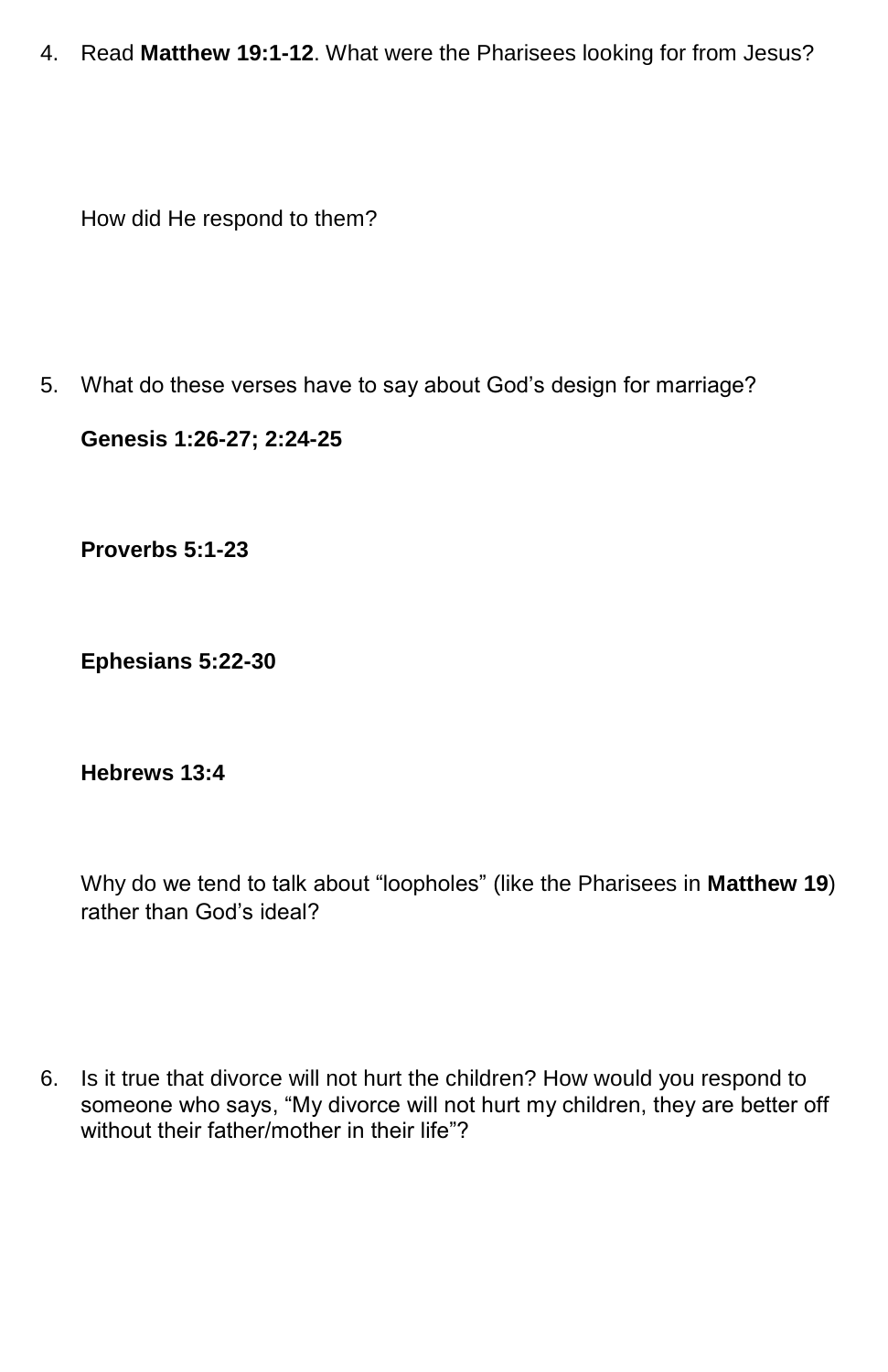4. Read **Matthew 19:1-12**. What were the Pharisees looking for from Jesus?

   How did He respond to them?

5. What do these verses have to say about God's design for marriage?

   **Genesis 1:26-27; 2:24-25**

   **Proverbs 5:1-23**

   **Ephesians 5:22-30**

   **Hebrews 13:4**

   Why do we tend to talk about "loopholes" (like the Pharisees in **Matthew 19**) rather than God's ideal?

6. Is it true that divorce will not hurt the children? How would you respond to someone who says, "My divorce will not hurt my children, they are better off without their father/mother in their life"?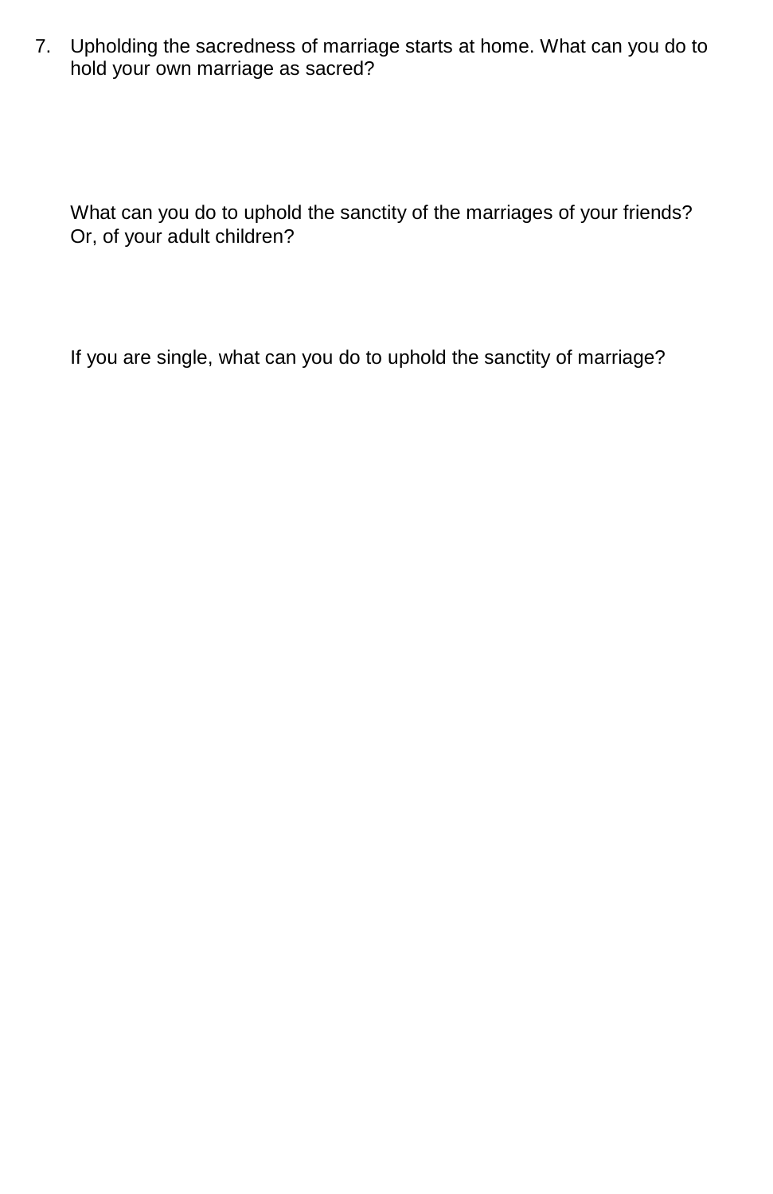7. Upholding the sacredness of marriage starts at home. What can you do to hold your own marriage as sacred?

   What can you do to uphold the sanctity of the marriages of your friends? Or, of your adult children?

   If you are single, what can you do to uphold the sanctity of marriage?